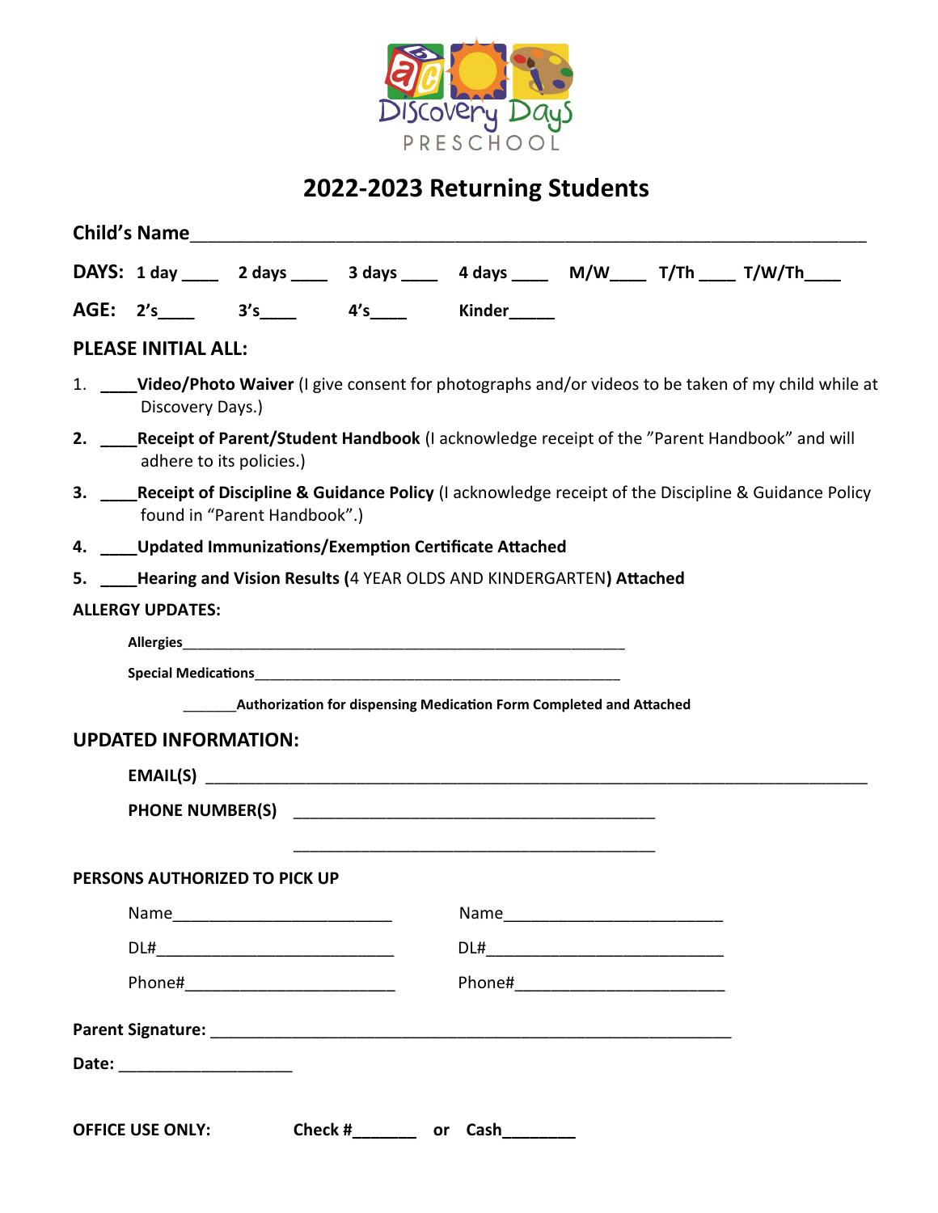Discovery Days PRESCHOOL

# 2022-2023 Returning Students

**Child's Name**___________________________________________________________________

**DAYS:** **1 day** ____ **2 days** ____ **3 days** ____ **4 days** ____ **M/W**____ **T/Th** ____ **T/W/Th**____

**AGE:** **2's**____ **3's**____ **4's**____ **Kinder**_____

## PLEASE INITIAL ALL:

1. ____**Video/Photo Waiver** (I give consent for photographs and/or videos to be taken of my child while at Discovery Days.)
2. ____**Receipt of Parent/Student Handbook** (I acknowledge receipt of the "Parent Handbook" and will adhere to its policies.)
3. ____**Receipt of Discipline & Guidance Policy** (I acknowledge receipt of the Discipline & Guidance Policy found in "Parent Handbook".)
4. ____**Updated Immunizations/Exemption Certificate Attached**
5. ____**Hearing and Vision Results (**4 YEAR OLDS AND KINDERGARTEN**) Attached**

**ALLERGY UPDATES:**

**Allergies**___________________________________________________________

**Special Medications**__________________________________________________

_______**Authorization for dispensing Medication Form Completed and Attached**

## UPDATED INFORMATION:

**EMAIL(S)** ___________________________________________________________________________

**PHONE NUMBER(S)** _________________________________________

_________________________________________

**PERSONS AUTHORIZED TO PICK UP**

Name________________________ Name________________________

DL#__________________________ DL#__________________________

Phone#_______________________ Phone#_______________________

**Parent Signature:** ___________________________________________________________

**Date:** ____________________

**OFFICE USE ONLY:** **Check #**_______ **or** **Cash**________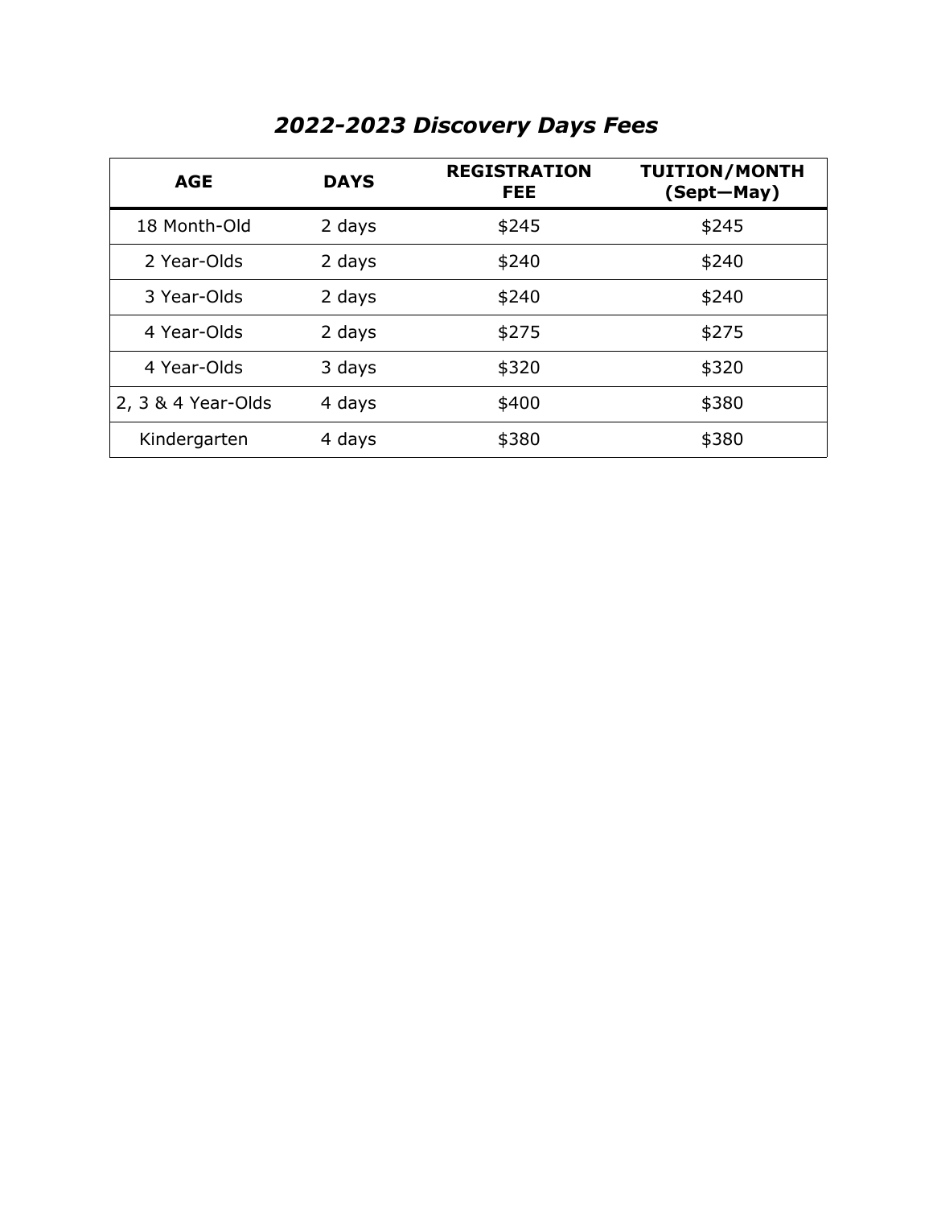# *2022-2023 Discovery Days Fees*

| AGE | DAYS | REGISTRATION FEE | TUITION/MONTH (Sept—May) |
|---|---|---|---|
| 18 Month-Old | 2 days | $245 | $245 |
| 2 Year-Olds | 2 days | $240 | $240 |
| 3 Year-Olds | 2 days | $240 | $240 |
| 4 Year-Olds | 2 days | $275 | $275 |
| 4 Year-Olds | 3 days | $320 | $320 |
| 2, 3 & 4 Year-Olds | 4 days | $400 | $380 |
| Kindergarten | 4 days | $380 | $380 |